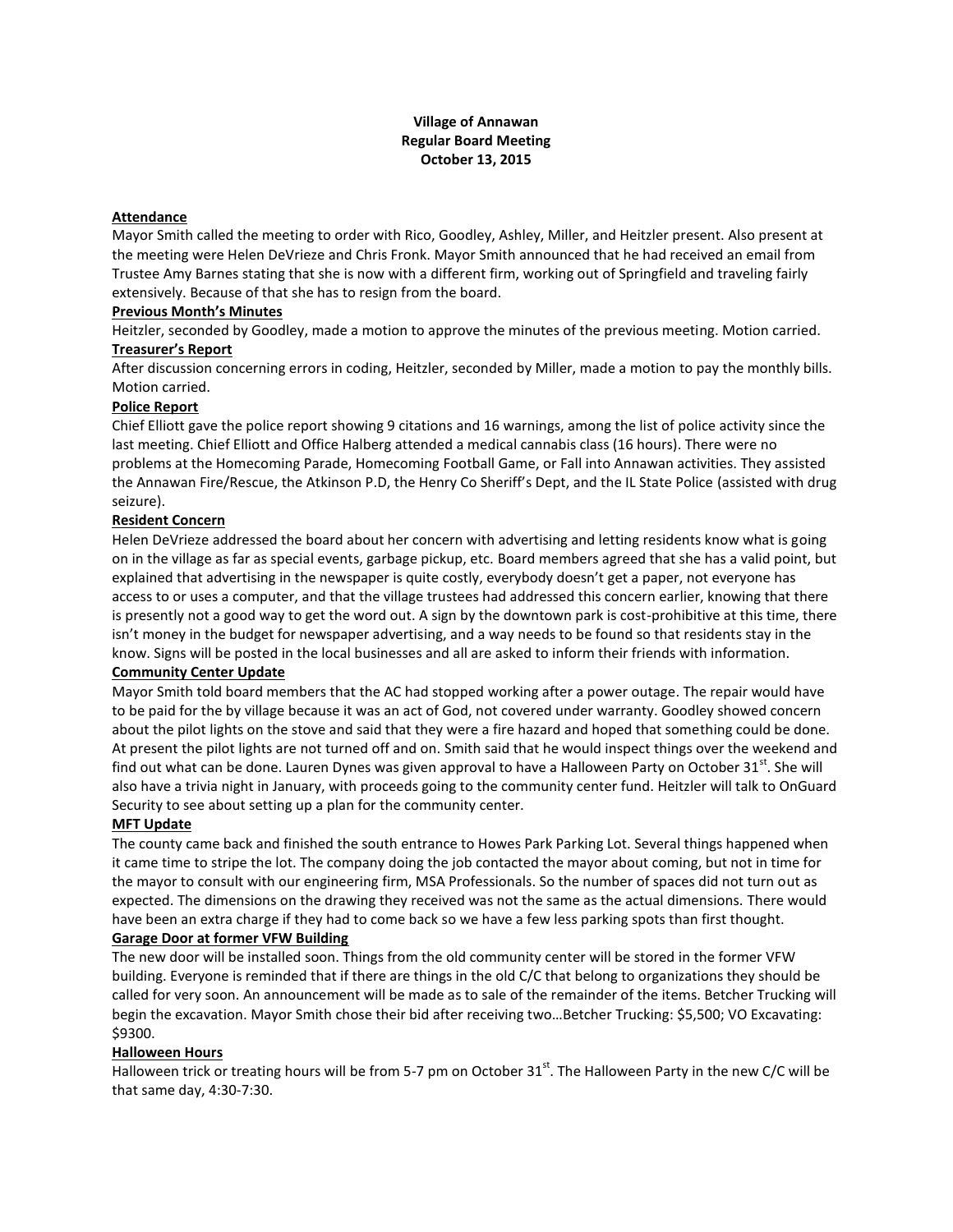**Village of Annawan**
**Regular Board Meeting**
**October 13, 2015**

## Attendance

Mayor Smith called the meeting to order with Rico, Goodley, Ashley, Miller, and Heitzler present. Also present at the meeting were Helen DeVrieze and Chris Fronk. Mayor Smith announced that he had received an email from Trustee Amy Barnes stating that she is now with a different firm, working out of Springfield and traveling fairly extensively. Because of that she has to resign from the board.

## Previous Month's Minutes

Heitzler, seconded by Goodley, made a motion to approve the minutes of the previous meeting. Motion carried.

## Treasurer's Report

After discussion concerning errors in coding, Heitzler, seconded by Miller, made a motion to pay the monthly bills. Motion carried.

## Police Report

Chief Elliott gave the police report showing 9 citations and 16 warnings, among the list of police activity since the last meeting. Chief Elliott and Office Halberg attended a medical cannabis class (16 hours). There were no problems at the Homecoming Parade, Homecoming Football Game, or Fall into Annawan activities. They assisted the Annawan Fire/Rescue, the Atkinson P.D, the Henry Co Sheriff's Dept, and the IL State Police (assisted with drug seizure).

## Resident Concern

Helen DeVrieze addressed the board about her concern with advertising and letting residents know what is going on in the village as far as special events, garbage pickup, etc. Board members agreed that she has a valid point, but explained that advertising in the newspaper is quite costly, everybody doesn't get a paper, not everyone has access to or uses a computer, and that the village trustees had addressed this concern earlier, knowing that there is presently not a good way to get the word out. A sign by the downtown park is cost-prohibitive at this time, there isn't money in the budget for newspaper advertising, and a way needs to be found so that residents stay in the know. Signs will be posted in the local businesses and all are asked to inform their friends with information.

## Community Center Update

Mayor Smith told board members that the AC had stopped working after a power outage. The repair would have to be paid for the by village because it was an act of God, not covered under warranty. Goodley showed concern about the pilot lights on the stove and said that they were a fire hazard and hoped that something could be done. At present the pilot lights are not turned off and on. Smith said that he would inspect things over the weekend and find out what can be done. Lauren Dynes was given approval to have a Halloween Party on October 31st. She will also have a trivia night in January, with proceeds going to the community center fund. Heitzler will talk to OnGuard Security to see about setting up a plan for the community center.

## MFT Update

The county came back and finished the south entrance to Howes Park Parking Lot. Several things happened when it came time to stripe the lot. The company doing the job contacted the mayor about coming, but not in time for the mayor to consult with our engineering firm, MSA Professionals. So the number of spaces did not turn out as expected. The dimensions on the drawing they received was not the same as the actual dimensions. There would have been an extra charge if they had to come back so we have a few less parking spots than first thought.

## Garage Door at former VFW Building

The new door will be installed soon. Things from the old community center will be stored in the former VFW building. Everyone is reminded that if there are things in the old C/C that belong to organizations they should be called for very soon. An announcement will be made as to sale of the remainder of the items. Betcher Trucking will begin the excavation. Mayor Smith chose their bid after receiving two…Betcher Trucking: $5,500; VO Excavating: $9300.

## Halloween Hours

Halloween trick or treating hours will be from 5-7 pm on October 31st. The Halloween Party in the new C/C will be that same day, 4:30-7:30.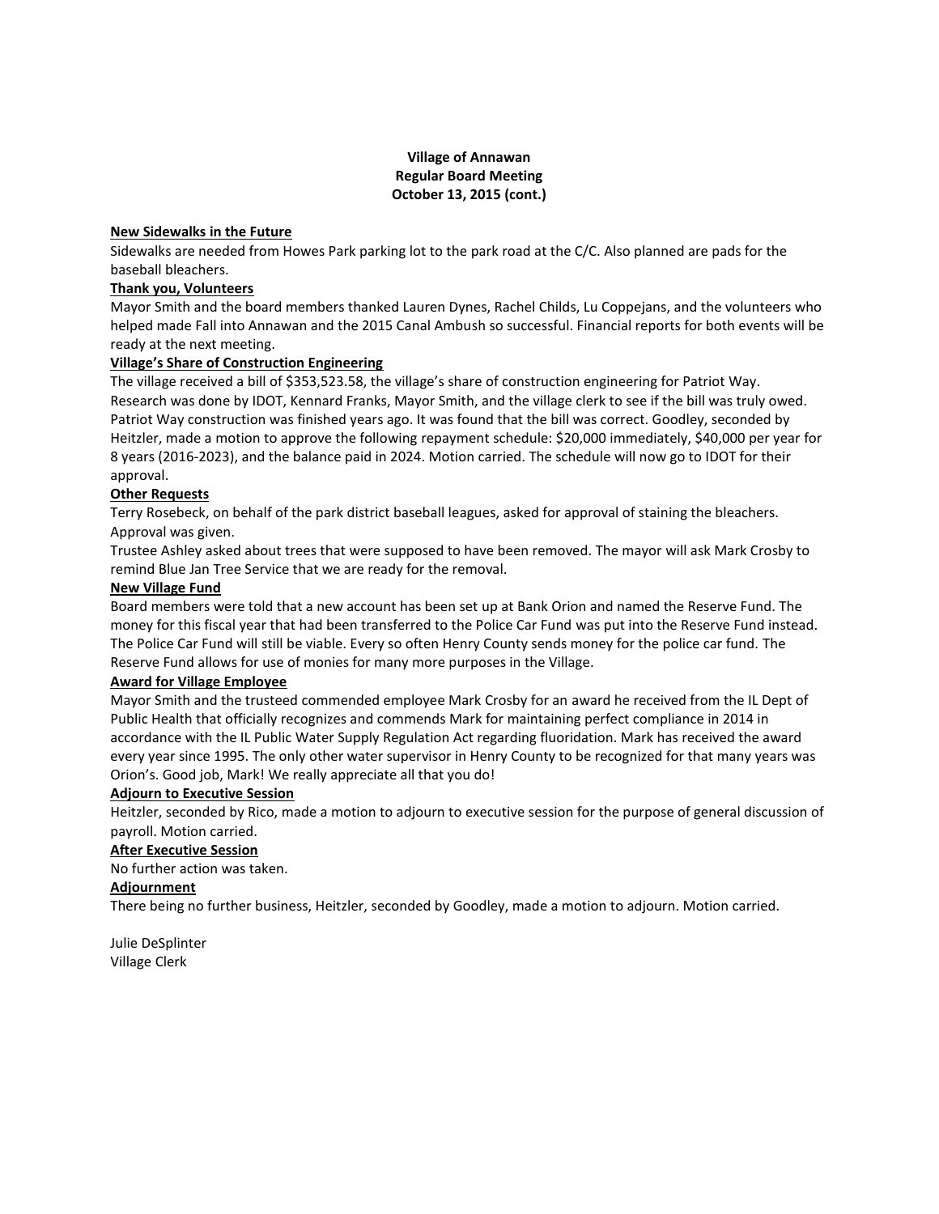**Village of Annawan**
**Regular Board Meeting**
**October 13, 2015 (cont.)**

**New Sidewalks in the Future**

Sidewalks are needed from Howes Park parking lot to the park road at the C/C. Also planned are pads for the baseball bleachers.

**Thank you, Volunteers**

Mayor Smith and the board members thanked Lauren Dynes, Rachel Childs, Lu Coppejans, and the volunteers who helped made Fall into Annawan and the 2015 Canal Ambush so successful. Financial reports for both events will be ready at the next meeting.

**Village's Share of Construction Engineering**

The village received a bill of $353,523.58, the village's share of construction engineering for Patriot Way. Research was done by IDOT, Kennard Franks, Mayor Smith, and the village clerk to see if the bill was truly owed. Patriot Way construction was finished years ago. It was found that the bill was correct. Goodley, seconded by Heitzler, made a motion to approve the following repayment schedule: $20,000 immediately, $40,000 per year for 8 years (2016-2023), and the balance paid in 2024. Motion carried. The schedule will now go to IDOT for their approval.

**Other Requests**

Terry Rosebeck, on behalf of the park district baseball leagues, asked for approval of staining the bleachers. Approval was given.

Trustee Ashley asked about trees that were supposed to have been removed. The mayor will ask Mark Crosby to remind Blue Jan Tree Service that we are ready for the removal.

**New Village Fund**

Board members were told that a new account has been set up at Bank Orion and named the Reserve Fund. The money for this fiscal year that had been transferred to the Police Car Fund was put into the Reserve Fund instead. The Police Car Fund will still be viable. Every so often Henry County sends money for the police car fund. The Reserve Fund allows for use of monies for many more purposes in the Village.

**Award for Village Employee**

Mayor Smith and the trusteed commended employee Mark Crosby for an award he received from the IL Dept of Public Health that officially recognizes and commends Mark for maintaining perfect compliance in 2014 in accordance with the IL Public Water Supply Regulation Act regarding fluoridation. Mark has received the award every year since 1995. The only other water supervisor in Henry County to be recognized for that many years was Orion's. Good job, Mark! We really appreciate all that you do!

**Adjourn to Executive Session**

Heitzler, seconded by Rico, made a motion to adjourn to executive session for the purpose of general discussion of payroll. Motion carried.

**After Executive Session**

No further action was taken.

**Adjournment**

There being no further business, Heitzler, seconded by Goodley, made a motion to adjourn. Motion carried.

Julie DeSplinter
Village Clerk